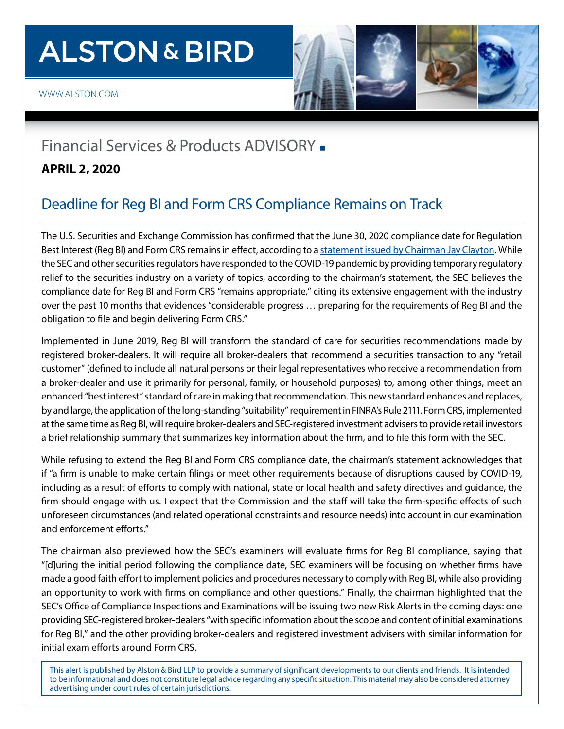# ALSTON & BIRD

WWW.ALSTON.COM

## Financial Services & Products ADVISORY ■

**APRIL 2, 2020**

## Deadline for Reg BI and Form CRS Compliance Remains on Track

The U.S. Securities and Exchange Commission has confirmed that the June 30, 2020 compliance date for Regulation Best Interest (Reg BI) and Form CRS remains in effect, according to a statement issued by Chairman Jay Clayton. While the SEC and other securities regulators have responded to the COVID-19 pandemic by providing temporary regulatory relief to the securities industry on a variety of topics, according to the chairman's statement, the SEC believes the compliance date for Reg BI and Form CRS "remains appropriate," citing its extensive engagement with the industry over the past 10 months that evidences "considerable progress … preparing for the requirements of Reg BI and the obligation to file and begin delivering Form CRS."

Implemented in June 2019, Reg BI will transform the standard of care for securities recommendations made by registered broker-dealers. It will require all broker-dealers that recommend a securities transaction to any "retail customer" (defined to include all natural persons or their legal representatives who receive a recommendation from a broker-dealer and use it primarily for personal, family, or household purposes) to, among other things, meet an enhanced "best interest" standard of care in making that recommendation. This new standard enhances and replaces, by and large, the application of the long-standing "suitability" requirement in FINRA's Rule 2111. Form CRS, implemented at the same time as Reg BI, will require broker-dealers and SEC-registered investment advisers to provide retail investors a brief relationship summary that summarizes key information about the firm, and to file this form with the SEC.

While refusing to extend the Reg BI and Form CRS compliance date, the chairman's statement acknowledges that if "a firm is unable to make certain filings or meet other requirements because of disruptions caused by COVID-19, including as a result of efforts to comply with national, state or local health and safety directives and guidance, the firm should engage with us. I expect that the Commission and the staff will take the firm-specific effects of such unforeseen circumstances (and related operational constraints and resource needs) into account in our examination and enforcement efforts."

The chairman also previewed how the SEC's examiners will evaluate firms for Reg BI compliance, saying that "[d]uring the initial period following the compliance date, SEC examiners will be focusing on whether firms have made a good faith effort to implement policies and procedures necessary to comply with Reg BI, while also providing an opportunity to work with firms on compliance and other questions." Finally, the chairman highlighted that the SEC's Office of Compliance Inspections and Examinations will be issuing two new Risk Alerts in the coming days: one providing SEC-registered broker-dealers "with specific information about the scope and content of initial examinations for Reg BI," and the other providing broker-dealers and registered investment advisers with similar information for initial exam efforts around Form CRS.

This alert is published by Alston & Bird LLP to provide a summary of significant developments to our clients and friends. It is intended to be informational and does not constitute legal advice regarding any specific situation. This material may also be considered attorney advertising under court rules of certain jurisdictions.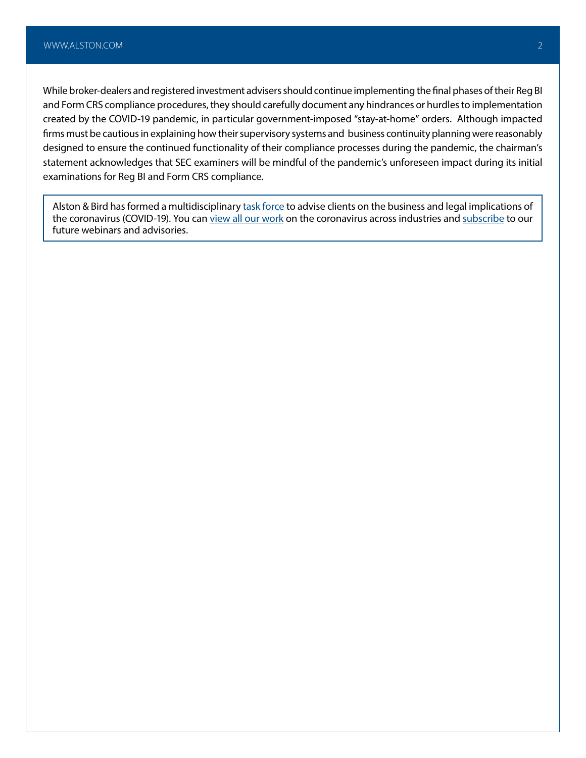While broker-dealers and registered investment advisers should continue implementing the final phases of their Reg BI and Form CRS compliance procedures, they should carefully document any hindrances or hurdles to implementation created by the COVID-19 pandemic, in particular government-imposed "stay-at-home" orders. Although impacted firms must be cautious in explaining how their supervisory systems and business continuity planning were reasonably designed to ensure the continued functionality of their compliance processes during the pandemic, the chairman's statement acknowledges that SEC examiners will be mindful of the pandemic's unforeseen impact during its initial examinations for Reg BI and Form CRS compliance.

Alston & Bird has formed a multidisciplinary task force to advise clients on the business and legal implications of the coronavirus (COVID-19). You can view all our work on the coronavirus across industries and subscribe to our future webinars and advisories.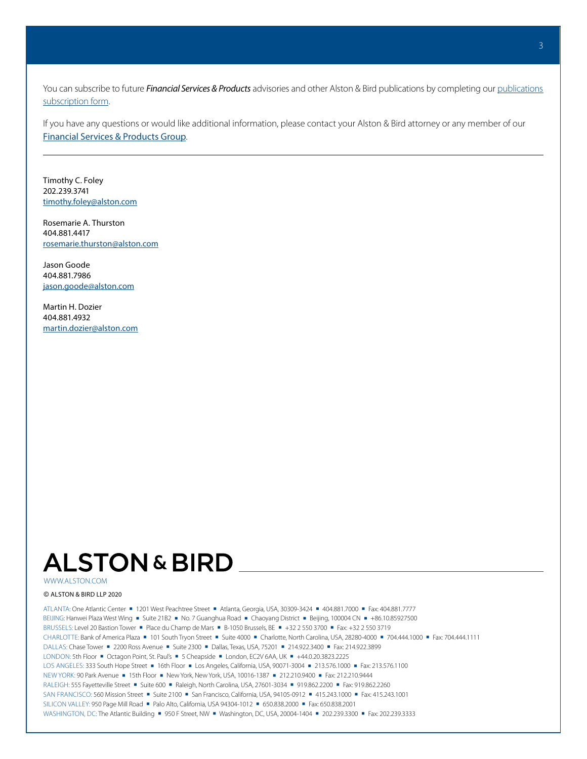You can subscribe to future ***Financial Services & Products*** advisories and other Alston & Bird publications by completing our publications subscription form.

If you have any questions or would like additional information, please contact your Alston & Bird attorney or any member of our Financial Services & Products Group.

---

Timothy C. Foley
202.239.3741
timothy.foley@alston.com

Rosemarie A. Thurston
404.881.4417
rosemarie.thurston@alston.com

Jason Goode
404.881.7986
jason.goode@alston.com

Martin H. Dozier
404.881.4932
martin.dozier@alston.com

**ALSTON & BIRD**

WWW.ALSTON.COM

© ALSTON & BIRD LLP 2020

ATLANTA: One Atlantic Center ▪ 1201 West Peachtree Street ▪ Atlanta, Georgia, USA, 30309-3424 ▪ 404.881.7000 ▪ Fax: 404.881.7777
BEIJING: Hanwei Plaza West Wing ▪ Suite 21B2 ▪ No. 7 Guanghua Road ▪ Chaoyang District ▪ Beijing, 100004 CN ▪ +86.10.85927500
BRUSSELS: Level 20 Bastion Tower ▪ Place du Champ de Mars ▪ B-1050 Brussels, BE ▪ +32 2 550 3700 ▪ Fax: +32 2 550 3719
CHARLOTTE: Bank of America Plaza ▪ 101 South Tryon Street ▪ Suite 4000 ▪ Charlotte, North Carolina, USA, 28280-4000 ▪ 704.444.1000 ▪ Fax: 704.444.1111
DALLAS: Chase Tower ▪ 2200 Ross Avenue ▪ Suite 2300 ▪ Dallas, Texas, USA, 75201 ▪ 214.922.3400 ▪ Fax: 214.922.3899
LONDON: 5th Floor ▪ Octagon Point, St. Paul's ▪ 5 Cheapside ▪ London, EC2V 6AA, UK ▪ +44.0.20.3823.2225
LOS ANGELES: 333 South Hope Street ▪ 16th Floor ▪ Los Angeles, California, USA, 90071-3004 ▪ 213.576.1000 ▪ Fax: 213.576.1100
NEW YORK: 90 Park Avenue ▪ 15th Floor ▪ New York, New York, USA, 10016-1387 ▪ 212.210.9400 ▪ Fax: 212.210.9444
RALEIGH: 555 Fayetteville Street ▪ Suite 600 ▪ Raleigh, North Carolina, USA, 27601-3034 ▪ 919.862.2200 ▪ Fax: 919.862.2260
SAN FRANCISCO: 560 Mission Street ▪ Suite 2100 ▪ San Francisco, California, USA, 94105-0912 ▪ 415.243.1000 ▪ Fax: 415.243.1001
SILICON VALLEY: 950 Page Mill Road ▪ Palo Alto, California, USA 94304-1012 ▪ 650.838.2000 ▪ Fax: 650.838.2001
WASHINGTON, DC: The Atlantic Building ▪ 950 F Street, NW ▪ Washington, DC, USA, 20004-1404 ▪ 202.239.3300 ▪ Fax: 202.239.3333